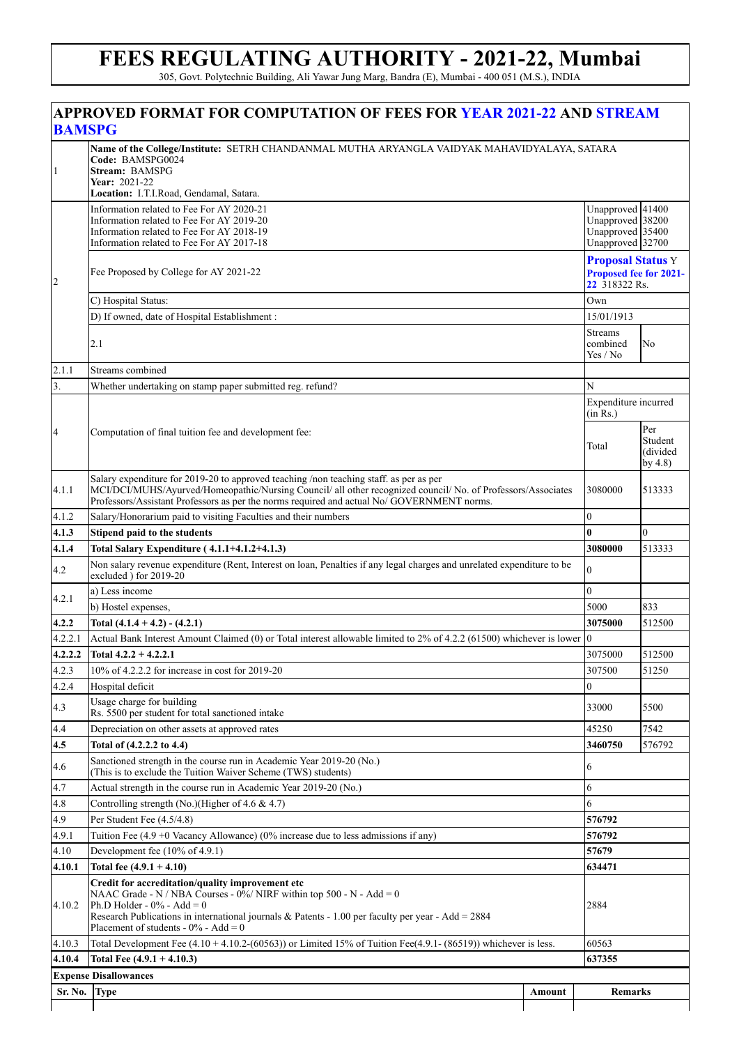# FEES REGULATING AUTHORITY - 2021-22, Mumbai

305, Govt. Polytechnic Building, Ali Yawar Jung Marg, Bandra (E), Mumbai - 400 051 (M.S.), INDIA

## APPROVED FORMAT FOR COMPUTATION OF FEES FOR YEAR 2021-22 AND STREAM BAMSPG

| | | | |
|---|---|---|---|
| 1 | **Name of the College/Institute:** SETRH CHANDANMAL MUTHA ARYANGLA VAIDYAK MAHAVIDYALAYA, SATARA<br>**Code:** BAMSPG0024<br>**Stream:** BAMSPG<br>**Year:** 2021-22<br>**Location:** I.T.I.Road, Gendamal, Satara. | | |
| 2 | Information related to Fee For AY 2020-21<br>Information related to Fee For AY 2019-20<br>Information related to Fee For AY 2018-19<br>Information related to Fee For AY 2017-18 | Unapproved<br>Unapproved<br>Unapproved<br>Unapproved | 41400<br>38200<br>35400<br>32700 |
| | Fee Proposed by College for AY 2021-22 | **Proposal Status** Y<br>**Proposed fee for 2021-22** 318322 Rs. | |
| | C) Hospital Status: | Own | |
| | D) If owned, date of Hospital Establishment : | 15/01/1913 | |
| | 2.1 | Streams combined Yes / No | No |
| 2.1.1 | Streams combined | | |
| 3. | Whether undertaking on stamp paper submitted reg. refund? | N | |
| 4 | Computation of final tuition fee and development fee: | Expenditure incurred (in Rs.) Total | Per Student (divided by 4.8) |
| 4.1.1 | Salary expenditure for 2019-20 to approved teaching /non teaching staff. as per as per MCI/DCI/MUHS/Ayurved/Homeopathic/Nursing Council/ all other recognized council/ No. of Professors/Associates Professors/Assistant Professors as per the norms required and actual No/ GOVERNMENT norms. | 3080000 | 513333 |
| 4.1.2 | Salary/Honorarium paid to visiting Faculties and their numbers | 0 | |
| **4.1.3** | **Stipend paid to the students** | **0** | 0 |
| **4.1.4** | **Total Salary Expenditure ( 4.1.1+4.1.2+4.1.3)** | **3080000** | 513333 |
| 4.2 | Non salary revenue expenditure (Rent, Interest on loan, Penalties if any legal charges and unrelated expenditure to be excluded ) for 2019-20 | 0 | |
| 4.2.1 | a) Less income | 0 | |
| | b) Hostel expenses, | 5000 | 833 |
| **4.2.2** | **Total (4.1.4 + 4.2) - (4.2.1)** | **3075000** | 512500 |
| 4.2.2.1 | Actual Bank Interest Amount Claimed (0) or Total interest allowable limited to 2% of 4.2.2 (61500) whichever is lower | 0 | |
| **4.2.2.2** | **Total 4.2.2 + 4.2.2.1** | 3075000 | 512500 |
| 4.2.3 | 10% of 4.2.2.2 for increase in cost for 2019-20 | 307500 | 51250 |
| 4.2.4 | Hospital deficit | 0 | |
| 4.3 | Usage charge for building<br>Rs. 5500 per student for total sanctioned intake | 33000 | 5500 |
| 4.4 | Depreciation on other assets at approved rates | 45250 | 7542 |
| **4.5** | **Total of (4.2.2.2 to 4.4)** | **3460750** | 576792 |
| 4.6 | Sanctioned strength in the course run in Academic Year 2019-20 (No.)<br>(This is to exclude the Tuition Waiver Scheme (TWS) students) | 6 | |
| 4.7 | Actual strength in the course run in Academic Year 2019-20 (No.) | 6 | |
| 4.8 | Controlling strength (No.)(Higher of 4.6 & 4.7) | 6 | |
| 4.9 | Per Student Fee (4.5/4.8) | **576792** | |
| 4.9.1 | Tuition Fee (4.9 +0 Vacancy Allowance) (0% increase due to less admissions if any) | **576792** | |
| 4.10 | Development fee (10% of 4.9.1) | **57679** | |
| **4.10.1** | **Total fee (4.9.1 + 4.10)** | **634471** | |
| 4.10.2 | **Credit for accreditation/quality improvement etc**<br>NAAC Grade - N / NBA Courses - 0%/ NIRF within top 500 - N - Add = 0<br>Ph.D Holder - 0% - Add = 0<br>Research Publications in international journals & Patents - 1.00 per faculty per year - Add = 2884<br>Placement of students - 0% - Add = 0 | 2884 | |
| 4.10.3 | Total Development Fee (4.10 + 4.10.2-(60563)) or Limited 15% of Tuition Fee(4.9.1- (86519)) whichever is less. | 60563 | |
| **4.10.4** | **Total Fee (4.9.1 + 4.10.3)** | **637355** | |

**Expense Disallowances**

| Sr. No. | Type | Amount | Remarks |
|---|---|---|---|
| | | | |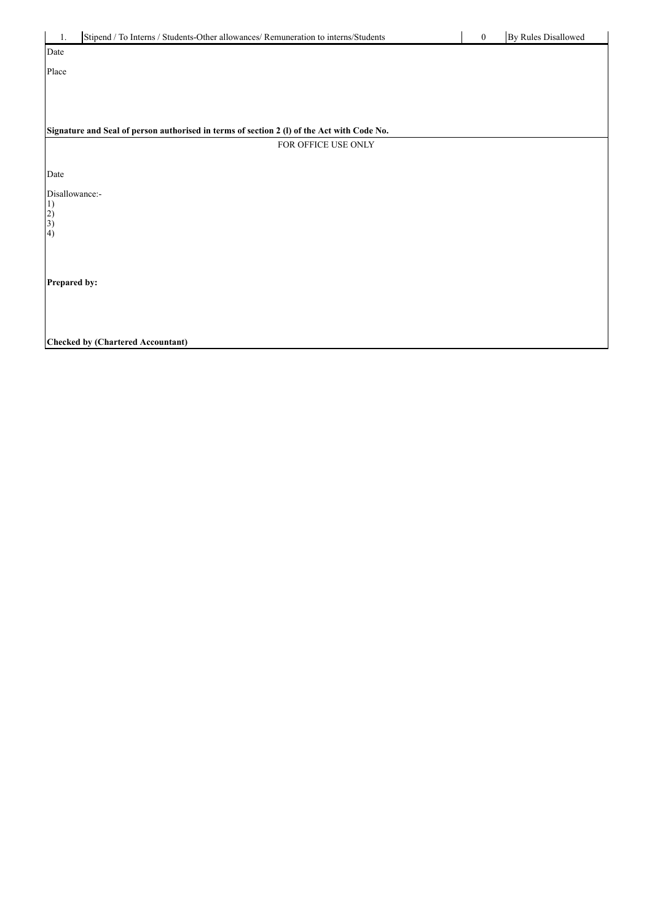| | | | |
|---|---|---|---|
| 1. | Stipend / To Interns / Students-Other allowances/ Remuneration to interns/Students | 0 | By Rules Disallowed |

Date

Place

**Signature and Seal of person authorised in terms of section 2 (l) of the Act with Code No.**

FOR OFFICE USE ONLY

Date

Disallowance:-

1)
2)
3)
4)

**Prepared by:**

**Checked by (Chartered Accountant)**